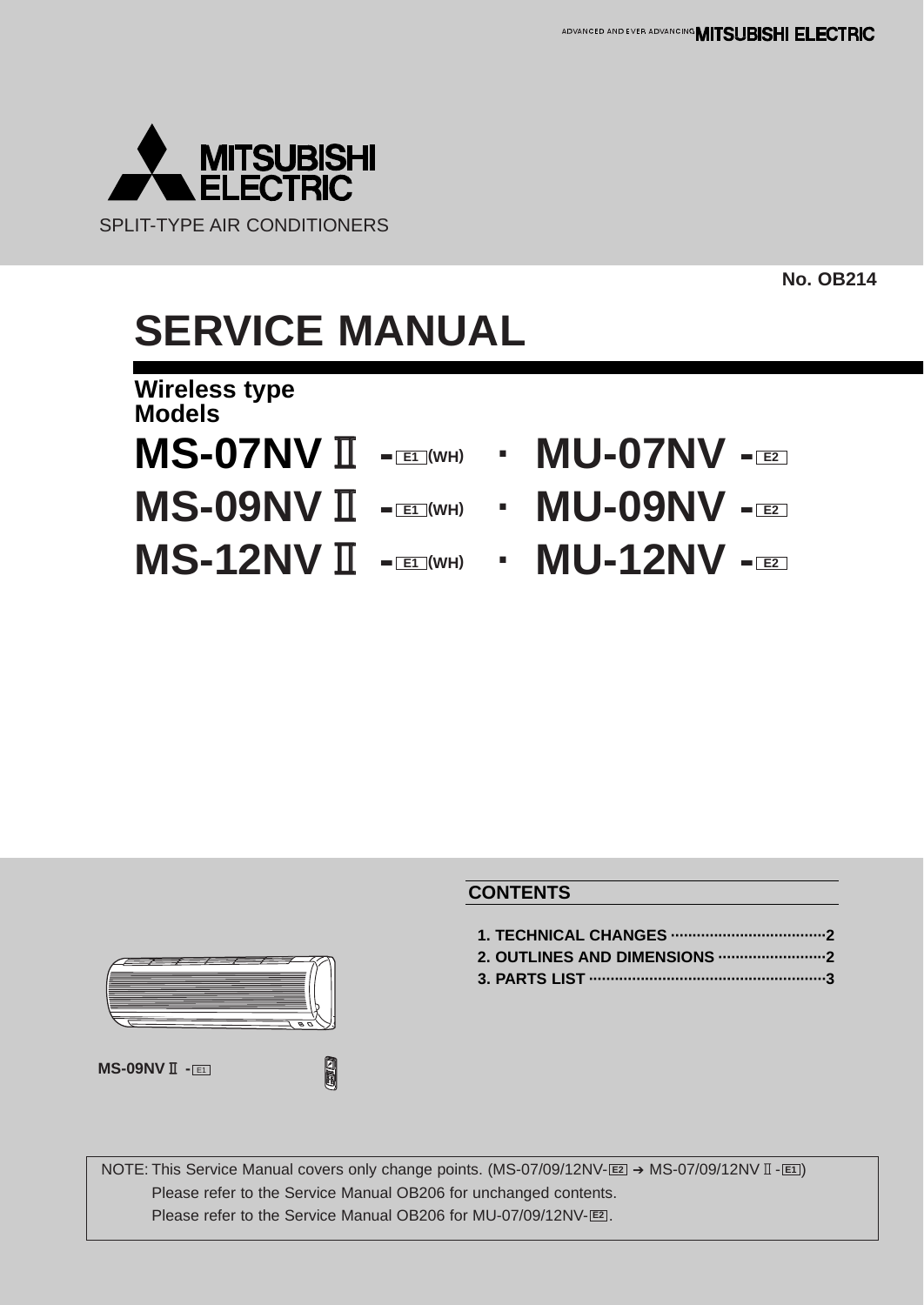MITSUBISHI ELECTRIC

SPLIT-TYPE AIR CONDITIONERS

No. OB214

# SERVICE MANUAL

**Wireless type**
**Models**

## MS-07NV Ⅱ - E1 (WH) · MU-07NV - E2
## MS-09NV Ⅱ - E1 (WH) · MU-09NV - E2
## MS-12NV Ⅱ - E1 (WH) · MU-12NV - E2

MS-09NV Ⅱ - E1

### CONTENTS

1. TECHNICAL CHANGES ....................................2
2. OUTLINES AND DIMENSIONS .........................2
3. PARTS LIST ......................................................3

NOTE: This Service Manual covers only change points. (MS-07/09/12NV-E2 ➔ MS-07/09/12NV Ⅱ - E1)
Please refer to the Service Manual OB206 for unchanged contents.
Please refer to the Service Manual OB206 for MU-07/09/12NV-E2.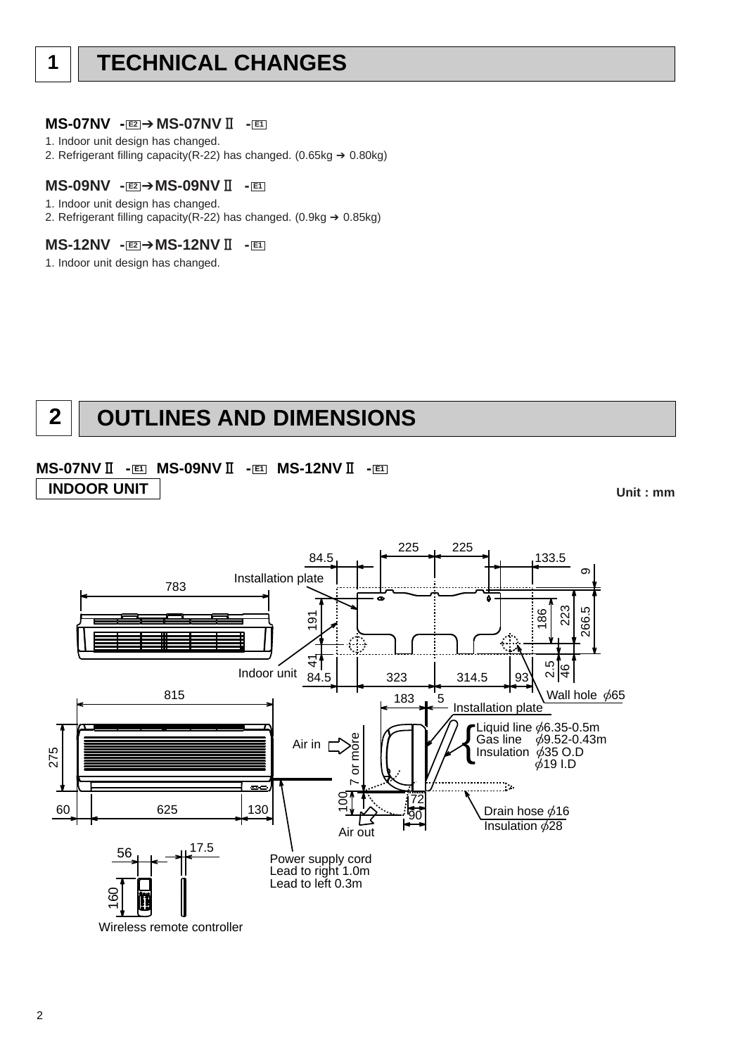# 1 TECHNICAL CHANGES

### MS-07NV -E2 ➔ MS-07NVⅡ -E1

1. Indoor unit design has changed.
2. Refrigerant filling capacity(R-22) has changed. (0.65kg ➔ 0.80kg)

### MS-09NV -E2 ➔ MS-09NVⅡ -E1

1. Indoor unit design has changed.
2. Refrigerant filling capacity(R-22) has changed. (0.9kg ➔ 0.85kg)

### MS-12NV -E2 ➔ MS-12NVⅡ -E1

1. Indoor unit design has changed.

# 2 OUTLINES AND DIMENSIONS

### MS-07NVⅡ -E1 MS-09NVⅡ -E1 MS-12NVⅡ -E1

**INDOOR UNIT**

Unit : mm

Installation plate

Indoor unit

225 225 84.5 133.5 9 783 191 186 223 266.5 41 2.5 46 84.5 323 314.5 93

Wall hole $\phi$65

815 183 5

Installation plate

Liquid line $\phi$6.35-0.5m
Gas line $\phi$9.52-0.43m
Insulation $\phi$35 O.D
$\phi$19 I.D

Air in

275

7 or more

100 72 90

60 625 130

Air out

Drain hose $\phi$16
Insulation $\phi$28

56 17.5

160

Power supply cord
Lead to right 1.0m
Lead to left 0.3m

Wireless remote controller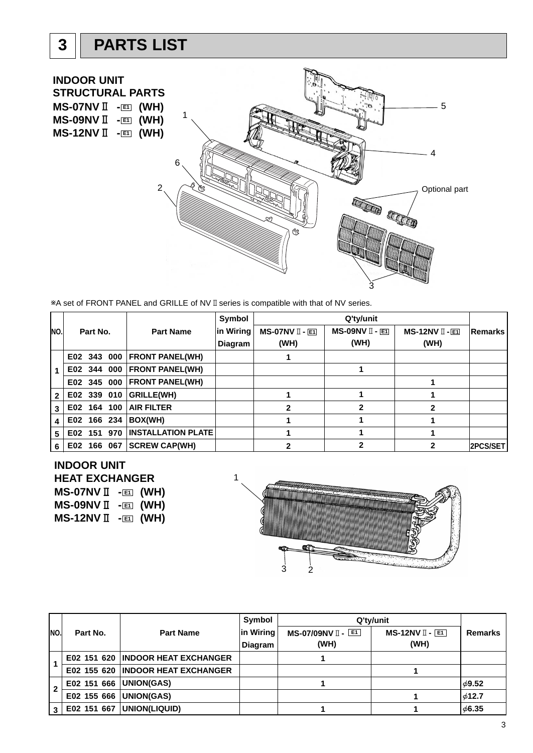# 3 PARTS LIST

## INDOOR UNIT STRUCTURAL PARTS
**MS-07NVⅡ - E1 (WH)**
**MS-09NVⅡ - E1 (WH)**
**MS-12NVⅡ - E1 (WH)**

1
2
3
4
5
6
Optional part

※A set of FRONT PANEL and GRILLE of NVⅡ series is compatible with that of NV series.

| NO. | Part No. | Part Name | Symbol in Wiring Diagram | Q'ty/unit | | | Remarks |
|---|---|---|---|---|---|---|---|
| | | | | MS-07NVⅡ - E1 (WH) | MS-09NVⅡ - E1 (WH) | MS-12NVⅡ - E1 (WH) | |
| 1 | E02 343 000 | FRONT PANEL(WH) | | 1 | | | |
| | E02 344 000 | FRONT PANEL(WH) | | | 1 | | |
| | E02 345 000 | FRONT PANEL(WH) | | | | 1 | |
| 2 | E02 339 010 | GRILLE(WH) | | 1 | 1 | 1 | |
| 3 | E02 164 100 | AIR FILTER | | 2 | 2 | 2 | |
| 4 | E02 166 234 | BOX(WH) | | 1 | 1 | 1 | |
| 5 | E02 151 970 | INSTALLATION PLATE | | 1 | 1 | 1 | |
| 6 | E02 166 067 | SCREW CAP(WH) | | 2 | 2 | 2 | 2PCS/SET |

## INDOOR UNIT HEAT EXCHANGER
**MS-07NVⅡ - E1 (WH)**
**MS-09NVⅡ - E1 (WH)**
**MS-12NVⅡ - E1 (WH)**

1
2
3

| NO. | Part No. | Part Name | Symbol in Wiring Diagram | Q'ty/unit | | Remarks |
|---|---|---|---|---|---|---|
| | | | | MS-07/09NVⅡ - E1 (WH) | MS-12NVⅡ - E1 (WH) | |
| 1 | E02 151 620 | INDOOR HEAT EXCHANGER | | 1 | | |
| | E02 155 620 | INDOOR HEAT EXCHANGER | | | 1 | |
| 2 | E02 151 666 | UNION(GAS) | | 1 | | ϕ9.52 |
| | E02 155 666 | UNION(GAS) | | | 1 | ϕ12.7 |
| 3 | E02 151 667 | UNION(LIQUID) | | 1 | 1 | ϕ6.35 |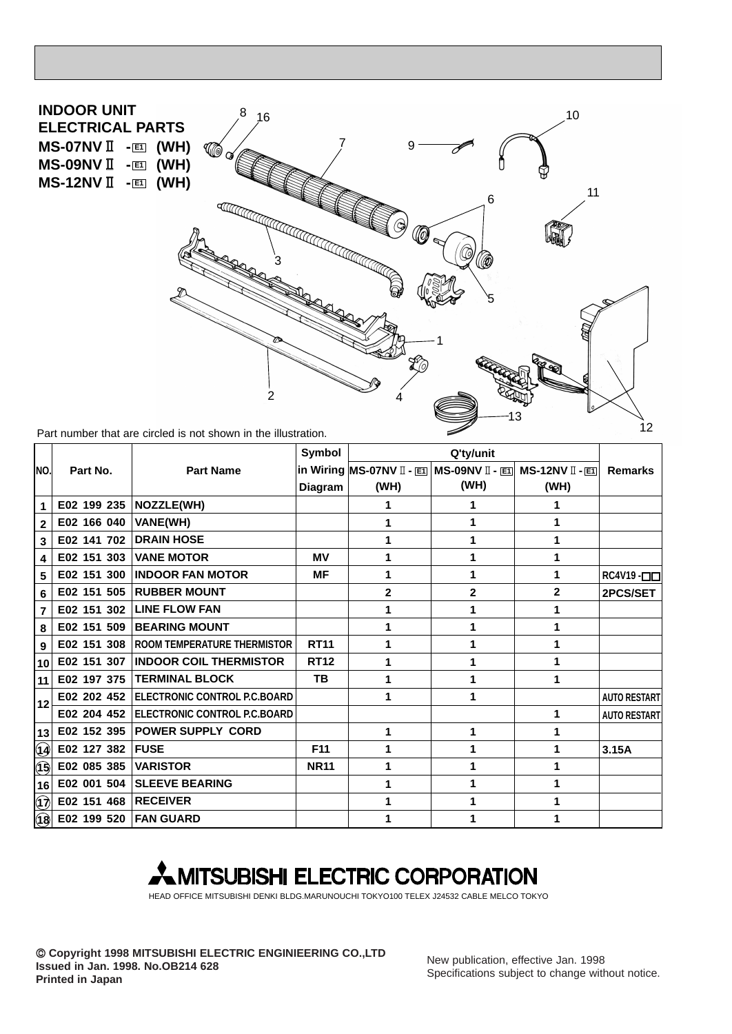## INDOOR UNIT ELECTRICAL PARTS

**MS-07NVⅡ - E1 (WH)**
**MS-09NVⅡ - E1 (WH)**
**MS-12NVⅡ - E1 (WH)**

8
16
10
7
9
11
6
3
5
1
2
4
13
12

Part number that are circled is not shown in the illustration.

| NO. | Part No. | Part Name | Symbol in Wiring Diagram | Q'ty/unit MS-07NVⅡ - E1 (WH) | MS-09NVⅡ - E1 (WH) | MS-12NVⅡ - E1 (WH) | Remarks |
|---|---|---|---|---|---|---|---|
| 1 | E02 199 235 | NOZZLE(WH) | | 1 | 1 | 1 | |
| 2 | E02 166 040 | VANE(WH) | | 1 | 1 | 1 | |
| 3 | E02 141 702 | DRAIN HOSE | | 1 | 1 | 1 | |
| 4 | E02 151 303 | VANE MOTOR | MV | 1 | 1 | 1 | |
| 5 | E02 151 300 | INDOOR FAN MOTOR | MF | 1 | 1 | 1 | RC4V19 -□□ |
| 6 | E02 151 505 | RUBBER MOUNT | | 2 | 2 | 2 | 2PCS/SET |
| 7 | E02 151 302 | LINE FLOW FAN | | 1 | 1 | 1 | |
| 8 | E02 151 509 | BEARING MOUNT | | 1 | 1 | 1 | |
| 9 | E02 151 308 | ROOM TEMPERATURE THERMISTOR | RT11 | 1 | 1 | 1 | |
| 10 | E02 151 307 | INDOOR COIL THERMISTOR | RT12 | 1 | 1 | 1 | |
| 11 | E02 197 375 | TERMINAL BLOCK | TB | 1 | 1 | 1 | |
| 12 | E02 202 452 | ELECTRONIC CONTROL P.C.BOARD | | 1 | 1 | | AUTO RESTART |
| | E02 204 452 | ELECTRONIC CONTROL P.C.BOARD | | | | 1 | AUTO RESTART |
| 13 | E02 152 395 | POWER SUPPLY CORD | | 1 | 1 | 1 | |
| (14) | E02 127 382 | FUSE | F11 | 1 | 1 | 1 | 3.15A |
| (15) | E02 085 385 | VARISTOR | NR11 | 1 | 1 | 1 | |
| 16 | E02 001 504 | SLEEVE BEARING | | 1 | 1 | 1 | |
| (17) | E02 151 468 | RECEIVER | | 1 | 1 | 1 | |
| (18) | E02 199 520 | FAN GUARD | | 1 | 1 | 1 | |

**MITSUBISHI ELECTRIC CORPORATION**

HEAD OFFICE MITSUBISHI DENKI BLDG.MARUNOUCHI TOKYO100 TELEX J24532 CABLE MELCO TOKYO

**© Copyright 1998 MITSUBISHI ELECTRIC ENGINIEERING CO.,LTD**
**Issued in Jan. 1998. No.OB214 628**
**Printed in Japan**

New publication, effective Jan. 1998
Specifications subject to change without notice.